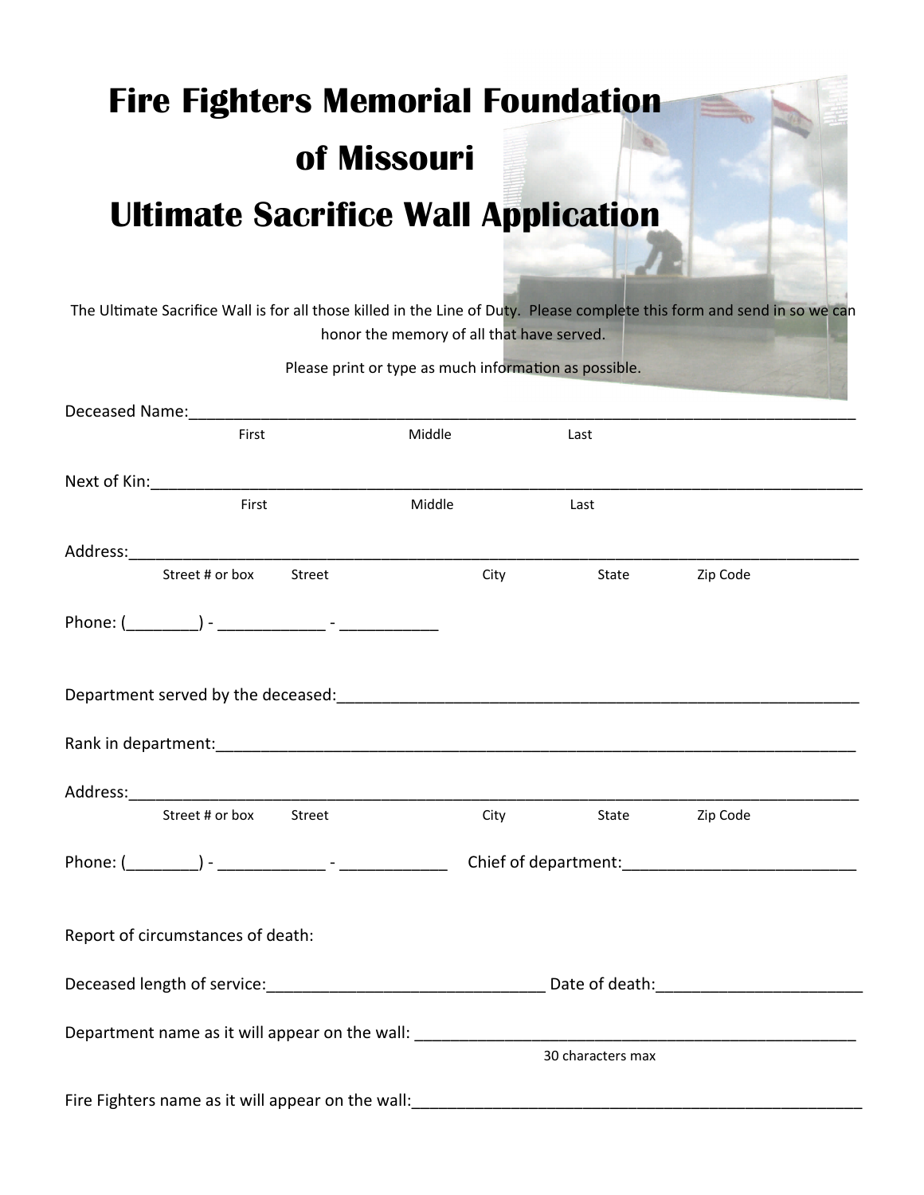# Fire Fighters Memorial Foundation of Missouri

# Ultimate Sacrifice Wall Application

The Ultimate Sacrifice Wall is for all those killed in the Line of Duty. Please complete this form and send in so we can honor the memory of all that have served.

Please print or type as much information as possible.

Deceased Name:______________________________________________________________________________
First Middle Last

Next of Kin:_________________________________________________________________________________
First Middle Last

Address:____________________________________________________________________________________
Street # or box Street City State Zip Code

Phone: (________) - ____________ - ___________

Department served by the deceased:______________________________________________________________

Rank in department:__________________________________________________________________________

Address:____________________________________________________________________________________
Street # or box Street City State Zip Code

Phone: (________) - ____________ - ____________ Chief of department:__________________________

Report of circumstances of death:

Deceased length of service:_______________________________ Date of death:_______________________

Department name as it will appear on the wall: ______________________________________________________
30 characters max

Fire Fighters name as it will appear on the wall:_____________________________________________________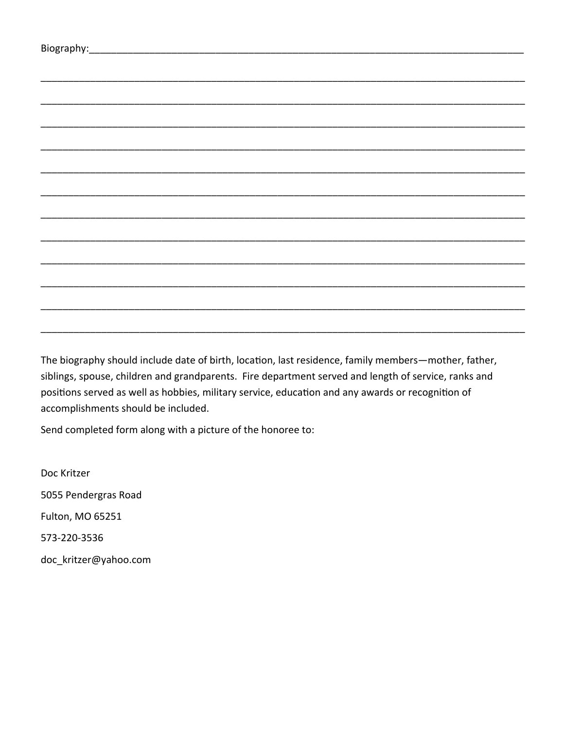Biography:\_\_\_\_\_\_\_\_\_\_\_\_\_\_\_\_\_\_\_\_\_\_\_\_\_\_\_\_\_\_\_\_\_\_\_\_\_\_\_\_\_\_\_\_\_\_\_\_\_\_\_\_\_\_\_\_\_\_\_\_\_\_\_\_\_\_\_\_\_\_\_\_\_\_\_\_\_\_

\_\_\_\_\_\_\_\_\_\_\_\_\_\_\_\_\_\_\_\_\_\_\_\_\_\_\_\_\_\_\_\_\_\_\_\_\_\_\_\_\_\_\_\_\_\_\_\_\_\_\_\_\_\_\_\_\_\_\_\_\_\_\_\_\_\_\_\_\_\_\_\_\_\_\_\_\_\_\_\_\_\_\_\_\_

\_\_\_\_\_\_\_\_\_\_\_\_\_\_\_\_\_\_\_\_\_\_\_\_\_\_\_\_\_\_\_\_\_\_\_\_\_\_\_\_\_\_\_\_\_\_\_\_\_\_\_\_\_\_\_\_\_\_\_\_\_\_\_\_\_\_\_\_\_\_\_\_\_\_\_\_\_\_\_\_\_\_\_\_\_

\_\_\_\_\_\_\_\_\_\_\_\_\_\_\_\_\_\_\_\_\_\_\_\_\_\_\_\_\_\_\_\_\_\_\_\_\_\_\_\_\_\_\_\_\_\_\_\_\_\_\_\_\_\_\_\_\_\_\_\_\_\_\_\_\_\_\_\_\_\_\_\_\_\_\_\_\_\_\_\_\_\_\_\_\_

\_\_\_\_\_\_\_\_\_\_\_\_\_\_\_\_\_\_\_\_\_\_\_\_\_\_\_\_\_\_\_\_\_\_\_\_\_\_\_\_\_\_\_\_\_\_\_\_\_\_\_\_\_\_\_\_\_\_\_\_\_\_\_\_\_\_\_\_\_\_\_\_\_\_\_\_\_\_\_\_\_\_\_\_\_

\_\_\_\_\_\_\_\_\_\_\_\_\_\_\_\_\_\_\_\_\_\_\_\_\_\_\_\_\_\_\_\_\_\_\_\_\_\_\_\_\_\_\_\_\_\_\_\_\_\_\_\_\_\_\_\_\_\_\_\_\_\_\_\_\_\_\_\_\_\_\_\_\_\_\_\_\_\_\_\_\_\_\_\_\_

\_\_\_\_\_\_\_\_\_\_\_\_\_\_\_\_\_\_\_\_\_\_\_\_\_\_\_\_\_\_\_\_\_\_\_\_\_\_\_\_\_\_\_\_\_\_\_\_\_\_\_\_\_\_\_\_\_\_\_\_\_\_\_\_\_\_\_\_\_\_\_\_\_\_\_\_\_\_\_\_\_\_\_\_\_

\_\_\_\_\_\_\_\_\_\_\_\_\_\_\_\_\_\_\_\_\_\_\_\_\_\_\_\_\_\_\_\_\_\_\_\_\_\_\_\_\_\_\_\_\_\_\_\_\_\_\_\_\_\_\_\_\_\_\_\_\_\_\_\_\_\_\_\_\_\_\_\_\_\_\_\_\_\_\_\_\_\_\_\_\_

\_\_\_\_\_\_\_\_\_\_\_\_\_\_\_\_\_\_\_\_\_\_\_\_\_\_\_\_\_\_\_\_\_\_\_\_\_\_\_\_\_\_\_\_\_\_\_\_\_\_\_\_\_\_\_\_\_\_\_\_\_\_\_\_\_\_\_\_\_\_\_\_\_\_\_\_\_\_\_\_\_\_\_\_\_

\_\_\_\_\_\_\_\_\_\_\_\_\_\_\_\_\_\_\_\_\_\_\_\_\_\_\_\_\_\_\_\_\_\_\_\_\_\_\_\_\_\_\_\_\_\_\_\_\_\_\_\_\_\_\_\_\_\_\_\_\_\_\_\_\_\_\_\_\_\_\_\_\_\_\_\_\_\_\_\_\_\_\_\_\_

\_\_\_\_\_\_\_\_\_\_\_\_\_\_\_\_\_\_\_\_\_\_\_\_\_\_\_\_\_\_\_\_\_\_\_\_\_\_\_\_\_\_\_\_\_\_\_\_\_\_\_\_\_\_\_\_\_\_\_\_\_\_\_\_\_\_\_\_\_\_\_\_\_\_\_\_\_\_\_\_\_\_\_\_\_

\_\_\_\_\_\_\_\_\_\_\_\_\_\_\_\_\_\_\_\_\_\_\_\_\_\_\_\_\_\_\_\_\_\_\_\_\_\_\_\_\_\_\_\_\_\_\_\_\_\_\_\_\_\_\_\_\_\_\_\_\_\_\_\_\_\_\_\_\_\_\_\_\_\_\_\_\_\_\_\_\_\_\_\_\_

\_\_\_\_\_\_\_\_\_\_\_\_\_\_\_\_\_\_\_\_\_\_\_\_\_\_\_\_\_\_\_\_\_\_\_\_\_\_\_\_\_\_\_\_\_\_\_\_\_\_\_\_\_\_\_\_\_\_\_\_\_\_\_\_\_\_\_\_\_\_\_\_\_\_\_\_\_\_\_\_\_\_\_\_\_

The biography should include date of birth, location, last residence, family members—mother, father, siblings, spouse, children and grandparents. Fire department served and length of service, ranks and positions served as well as hobbies, military service, education and any awards or recognition of accomplishments should be included.

Send completed form along with a picture of the honoree to:

Doc Kritzer

5055 Pendergras Road

Fulton, MO 65251

573-220-3536

doc_kritzer@yahoo.com